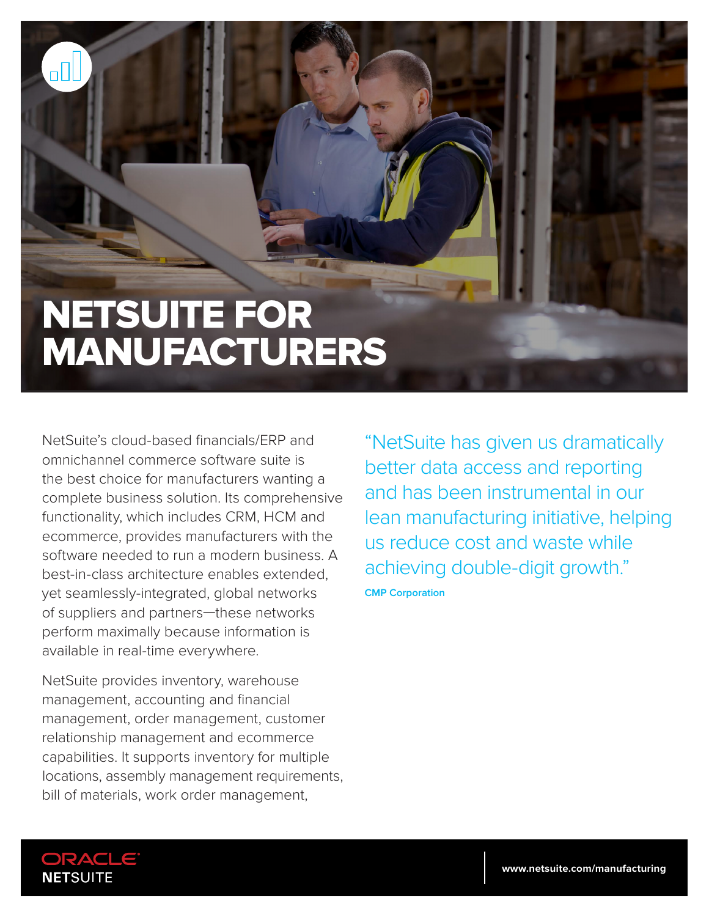# NETSUITE FOR MANUFACTURERS

NetSuite's cloud-based financials/ERP and omnichannel commerce software suite is the best choice for manufacturers wanting a complete business solution. Its comprehensive functionality, which includes CRM, HCM and ecommerce, provides manufacturers with the software needed to run a modern business. A best-in-class architecture enables extended, yet seamlessly-integrated, global networks of suppliers and partners—these networks perform maximally because information is available in real-time everywhere.

NetSuite provides inventory, warehouse management, accounting and financial management, order management, customer relationship management and ecommerce capabilities. It supports inventory for multiple locations, assembly management requirements, bill of materials, work order management,

> "NetSuite has given us dramatically better data access and reporting and has been instrumental in our lean manufacturing initiative, helping us reduce cost and waste while achieving double-digit growth."
>
> **CMP Corporation**

ORACLE
**NET**SUITE

**www.netsuite.com/manufacturing**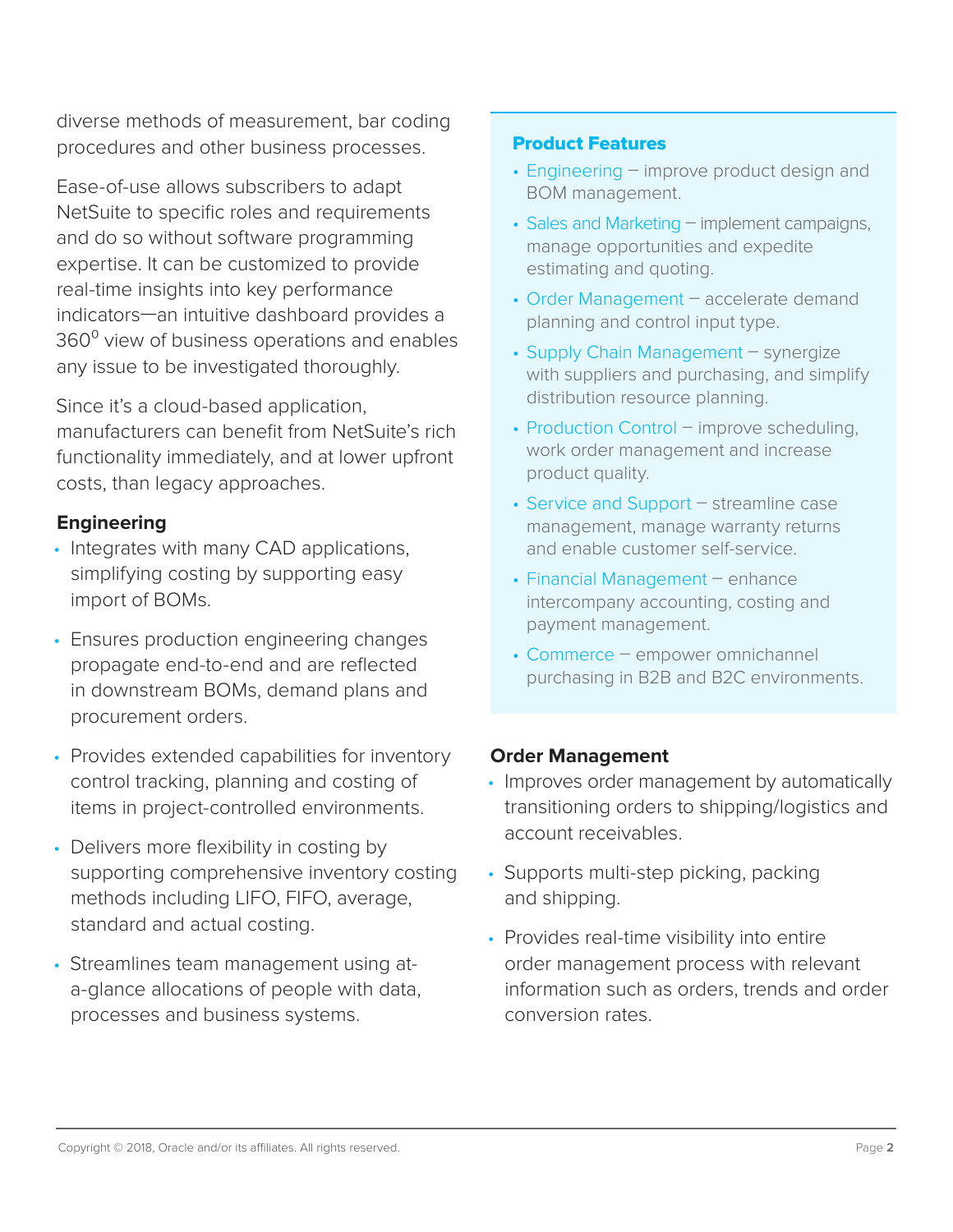diverse methods of measurement, bar coding procedures and other business processes.

Ease-of-use allows subscribers to adapt NetSuite to specific roles and requirements and do so without software programming expertise. It can be customized to provide real-time insights into key performance indicators—an intuitive dashboard provides a $360^0$ view of business operations and enables any issue to be investigated thoroughly.

Since it's a cloud-based application, manufacturers can benefit from NetSuite's rich functionality immediately, and at lower upfront costs, than legacy approaches.

### Engineering

- Integrates with many CAD applications, simplifying costing by supporting easy import of BOMs.
- Ensures production engineering changes propagate end-to-end and are reflected in downstream BOMs, demand plans and procurement orders.
- Provides extended capabilities for inventory control tracking, planning and costing of items in project-controlled environments.
- Delivers more flexibility in costing by supporting comprehensive inventory costing methods including LIFO, FIFO, average, standard and actual costing.
- Streamlines team management using at-a-glance allocations of people with data, processes and business systems.

### Product Features

- Engineering – improve product design and BOM management.
- Sales and Marketing – implement campaigns, manage opportunities and expedite estimating and quoting.
- Order Management – accelerate demand planning and control input type.
- Supply Chain Management – synergize with suppliers and purchasing, and simplify distribution resource planning.
- Production Control – improve scheduling, work order management and increase product quality.
- Service and Support – streamline case management, manage warranty returns and enable customer self-service.
- Financial Management – enhance intercompany accounting, costing and payment management.
- Commerce – empower omnichannel purchasing in B2B and B2C environments.

### Order Management

- Improves order management by automatically transitioning orders to shipping/logistics and account receivables.
- Supports multi-step picking, packing and shipping.
- Provides real-time visibility into entire order management process with relevant information such as orders, trends and order conversion rates.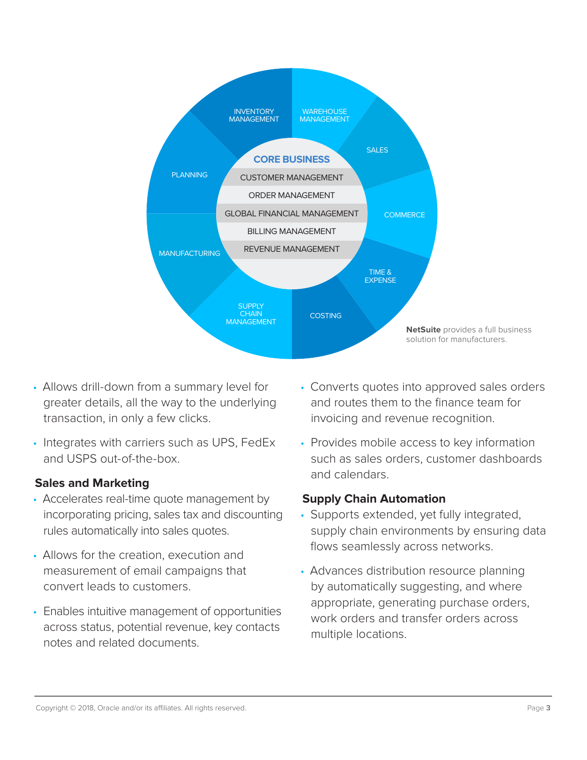CORE BUSINESS

- CUSTOMER MANAGEMENT
- ORDER MANAGEMENT
- GLOBAL FINANCIAL MANAGEMENT
- BILLING MANAGEMENT
- REVENUE MANAGEMENT

INVENTORY MANAGEMENT · WAREHOUSE MANAGEMENT · SALES · COMMERCE · TIME & EXPENSE · COSTING · SUPPLY CHAIN MANAGEMENT · MANUFACTURING · PLANNING

**NetSuite** provides a full business solution for manufacturers.

- Allows drill-down from a summary level for greater details, all the way to the underlying transaction, in only a few clicks.
- Integrates with carriers such as UPS, FedEx and USPS out-of-the-box.

**Sales and Marketing**

- Accelerates real-time quote management by incorporating pricing, sales tax and discounting rules automatically into sales quotes.
- Allows for the creation, execution and measurement of email campaigns that convert leads to customers.
- Enables intuitive management of opportunities across status, potential revenue, key contacts notes and related documents.
- Converts quotes into approved sales orders and routes them to the finance team for invoicing and revenue recognition.
- Provides mobile access to key information such as sales orders, customer dashboards and calendars.

**Supply Chain Automation**

- Supports extended, yet fully integrated, supply chain environments by ensuring data flows seamlessly across networks.
- Advances distribution resource planning by automatically suggesting, and where appropriate, generating purchase orders, work orders and transfer orders across multiple locations.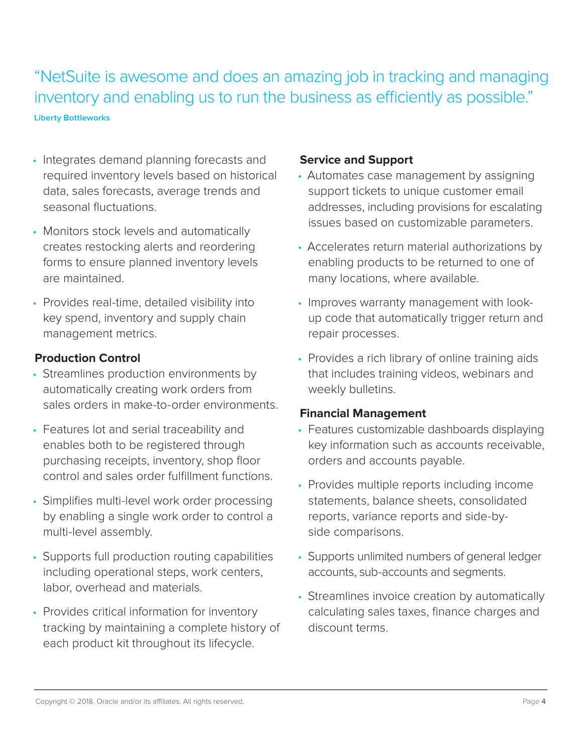> "NetSuite is awesome and does an amazing job in tracking and managing inventory and enabling us to run the business as efficiently as possible."
>
> **Liberty Bottleworks**

- Integrates demand planning forecasts and required inventory levels based on historical data, sales forecasts, average trends and seasonal fluctuations.
- Monitors stock levels and automatically creates restocking alerts and reordering forms to ensure planned inventory levels are maintained.
- Provides real-time, detailed visibility into key spend, inventory and supply chain management metrics.

**Production Control**

- Streamlines production environments by automatically creating work orders from sales orders in make-to-order environments.
- Features lot and serial traceability and enables both to be registered through purchasing receipts, inventory, shop floor control and sales order fulfillment functions.
- Simplifies multi-level work order processing by enabling a single work order to control a multi-level assembly.
- Supports full production routing capabilities including operational steps, work centers, labor, overhead and materials.
- Provides critical information for inventory tracking by maintaining a complete history of each product kit throughout its lifecycle.

**Service and Support**

- Automates case management by assigning support tickets to unique customer email addresses, including provisions for escalating issues based on customizable parameters.
- Accelerates return material authorizations by enabling products to be returned to one of many locations, where available.
- Improves warranty management with look-up code that automatically trigger return and repair processes.
- Provides a rich library of online training aids that includes training videos, webinars and weekly bulletins.

**Financial Management**

- Features customizable dashboards displaying key information such as accounts receivable, orders and accounts payable.
- Provides multiple reports including income statements, balance sheets, consolidated reports, variance reports and side-by-side comparisons.
- Supports unlimited numbers of general ledger accounts, sub-accounts and segments.
- Streamlines invoice creation by automatically calculating sales taxes, finance charges and discount terms.

Copyright © 2018, Oracle and/or its affiliates. All rights reserved.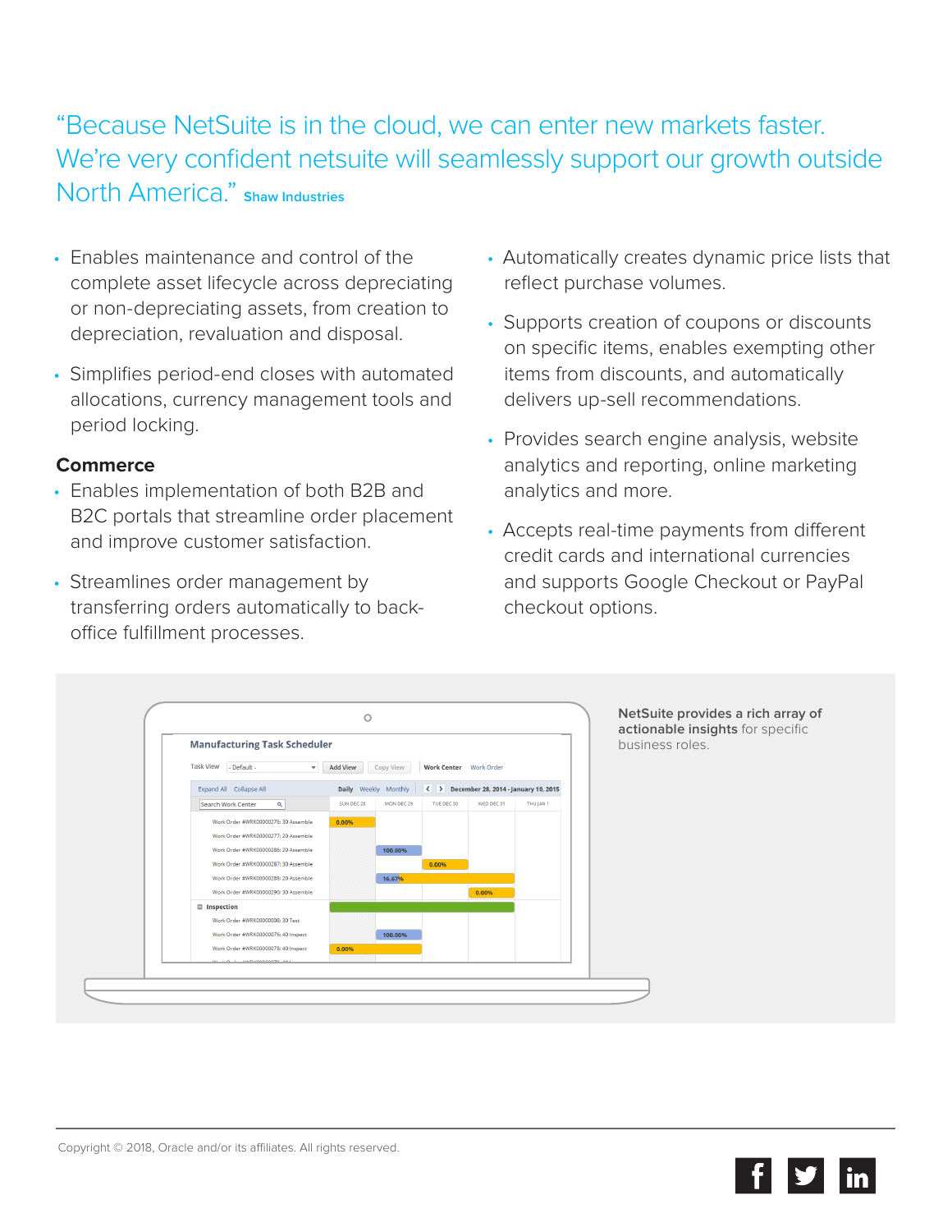"Because NetSuite is in the cloud, we can enter new markets faster. We're very confident netsuite will seamlessly support our growth outside North America." **Shaw Industries**

- Enables maintenance and control of the complete asset lifecycle across depreciating or non-depreciating assets, from creation to depreciation, revaluation and disposal.
- Simplifies period-end closes with automated allocations, currency management tools and period locking.

### Commerce

- Enables implementation of both B2B and B2C portals that streamline order placement and improve customer satisfaction.
- Streamlines order management by transferring orders automatically to back-office fulfillment processes.
- Automatically creates dynamic price lists that reflect purchase volumes.
- Supports creation of coupons or discounts on specific items, enables exempting other items from discounts, and automatically delivers up-sell recommendations.
- Provides search engine analysis, website analytics and reporting, online marketing analytics and more.
- Accepts real-time payments from different credit cards and international currencies and supports Google Checkout or PayPal checkout options.

**NetSuite provides a rich array of actionable insights** for specific business roles.

Copyright © 2018, Oracle and/or its affiliates. All rights reserved.